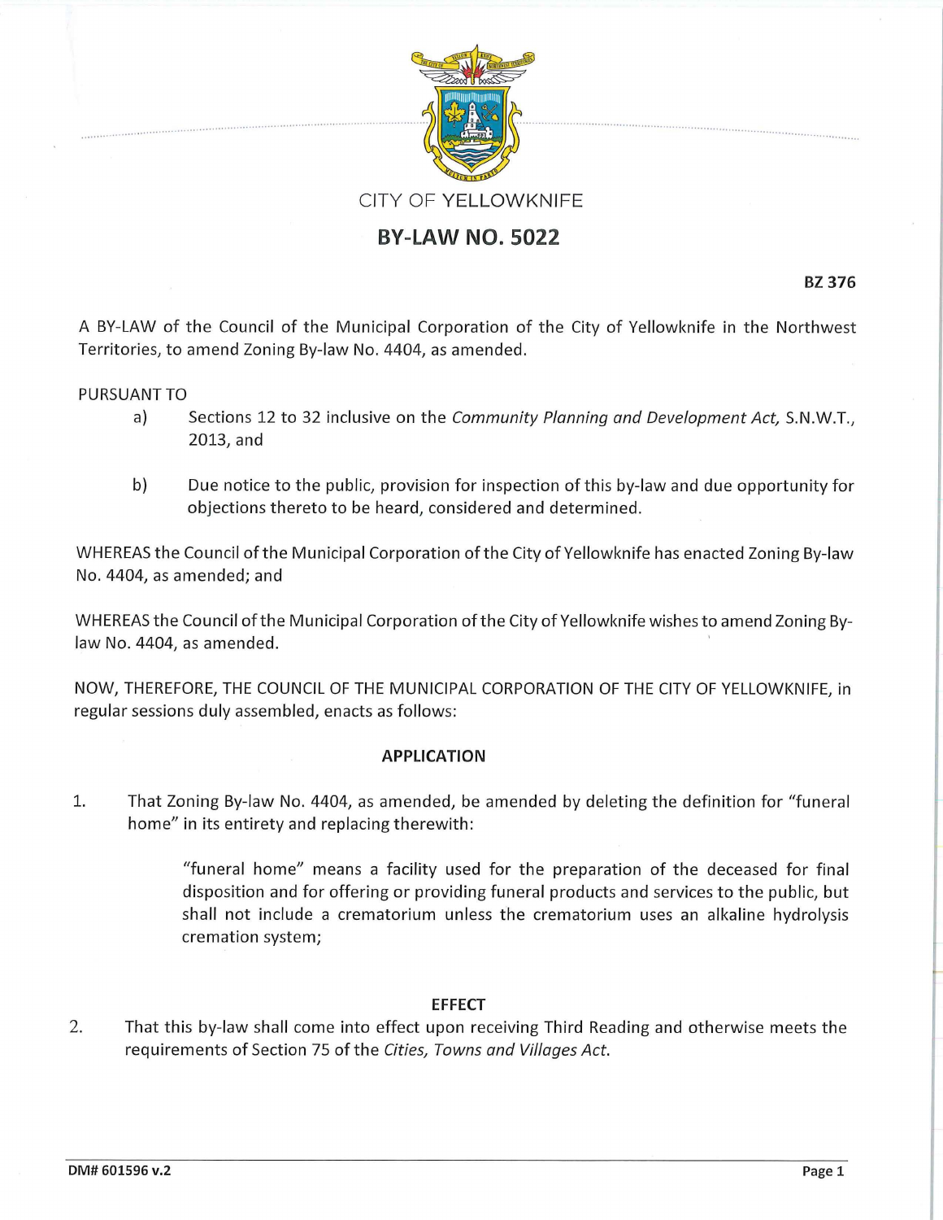CITY OF YELLOWKNIFE

# BY-LAW NO. 5022

**BZ 376**

A BY-LAW of the Council of the Municipal Corporation of the City of Yellowknife in the Northwest Territories, to amend Zoning By-law No. 4404, as amended.

PURSUANT TO

a) Sections 12 to 32 inclusive on the *Community Planning and Development Act,* S.N.W.T., 2013, and

b) Due notice to the public, provision for inspection of this by-law and due opportunity for objections thereto to be heard, considered and determined.

WHEREAS the Council of the Municipal Corporation of the City of Yellowknife has enacted Zoning By-law No. 4404, as amended; and

WHEREAS the Council of the Municipal Corporation of the City of Yellowknife wishes to amend Zoning By-law No. 4404, as amended.

NOW, THEREFORE, THE COUNCIL OF THE MUNICIPAL CORPORATION OF THE CITY OF YELLOWKNIFE, in regular sessions duly assembled, enacts as follows:

## APPLICATION

1. That Zoning By-law No. 4404, as amended, be amended by deleting the definition for "funeral home" in its entirety and replacing therewith:

   "funeral home" means a facility used for the preparation of the deceased for final disposition and for offering or providing funeral products and services to the public, but shall not include a crematorium unless the crematorium uses an alkaline hydrolysis cremation system;

## EFFECT

2. That this by-law shall come into effect upon receiving Third Reading and otherwise meets the requirements of Section 75 of the *Cities, Towns and Villages Act.*

DM# 601596 v.2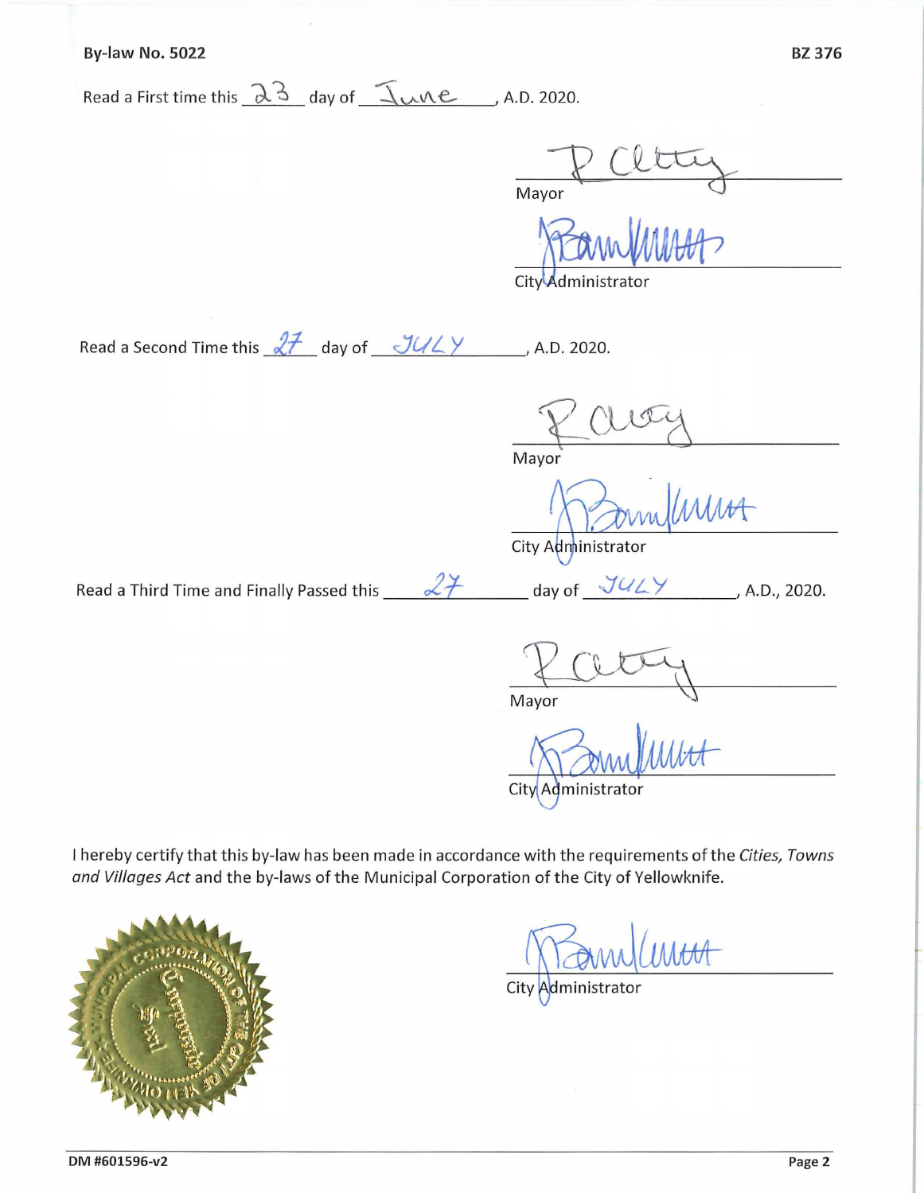**By-law No. 5022** **BZ 376**

Read a First time this 23 day of June, A.D. 2020.

Mayor

City Administrator

Read a Second Time this 27 day of JULY, A.D. 2020.

Mayor

City Administrator

Read a Third Time and Finally Passed this 27 day of JULY, A.D., 2020.

Mayor

City Administrator

I hereby certify that this by-law has been made in accordance with the requirements of the *Cities, Towns and Villages Act* and the by-laws of the Municipal Corporation of the City of Yellowknife.

City Administrator

DM #601596-v2